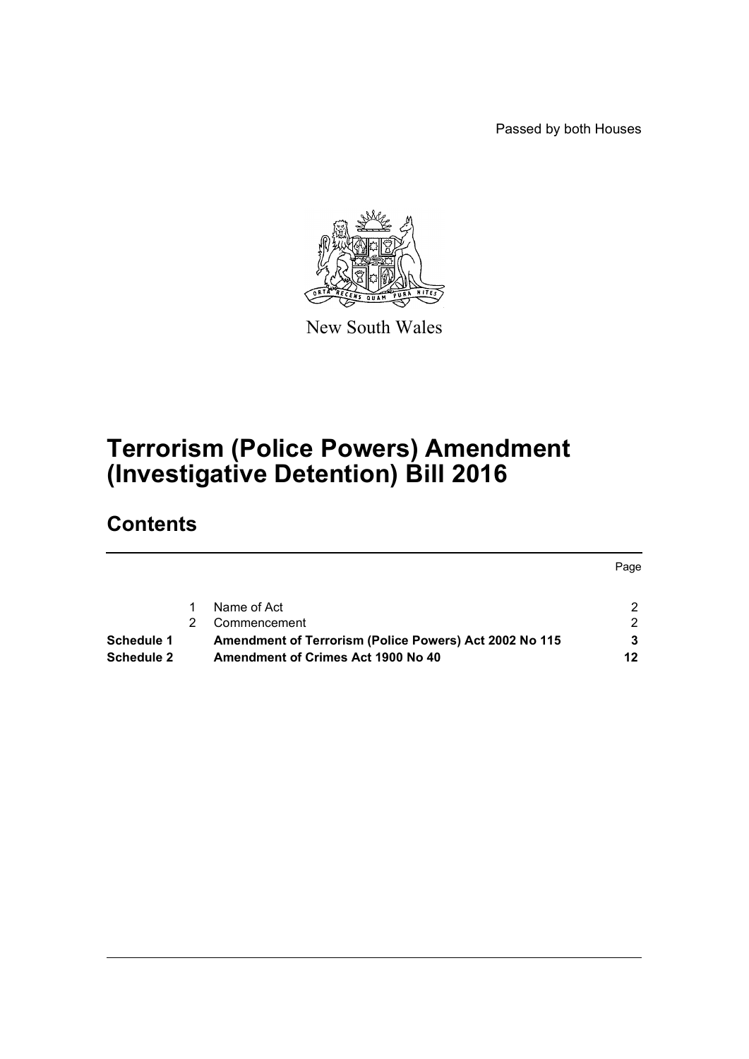Passed by both Houses

New South Wales

# Terrorism (Police Powers) Amendment (Investigative Detention) Bill 2016

## Contents

| | | | Page |
|---|---|---|---|
| | 1 | Name of Act | 2 |
| | 2 | Commencement | 2 |
| **Schedule 1** | | **Amendment of Terrorism (Police Powers) Act 2002 No 115** | **3** |
| **Schedule 2** | | **Amendment of Crimes Act 1900 No 40** | **12** |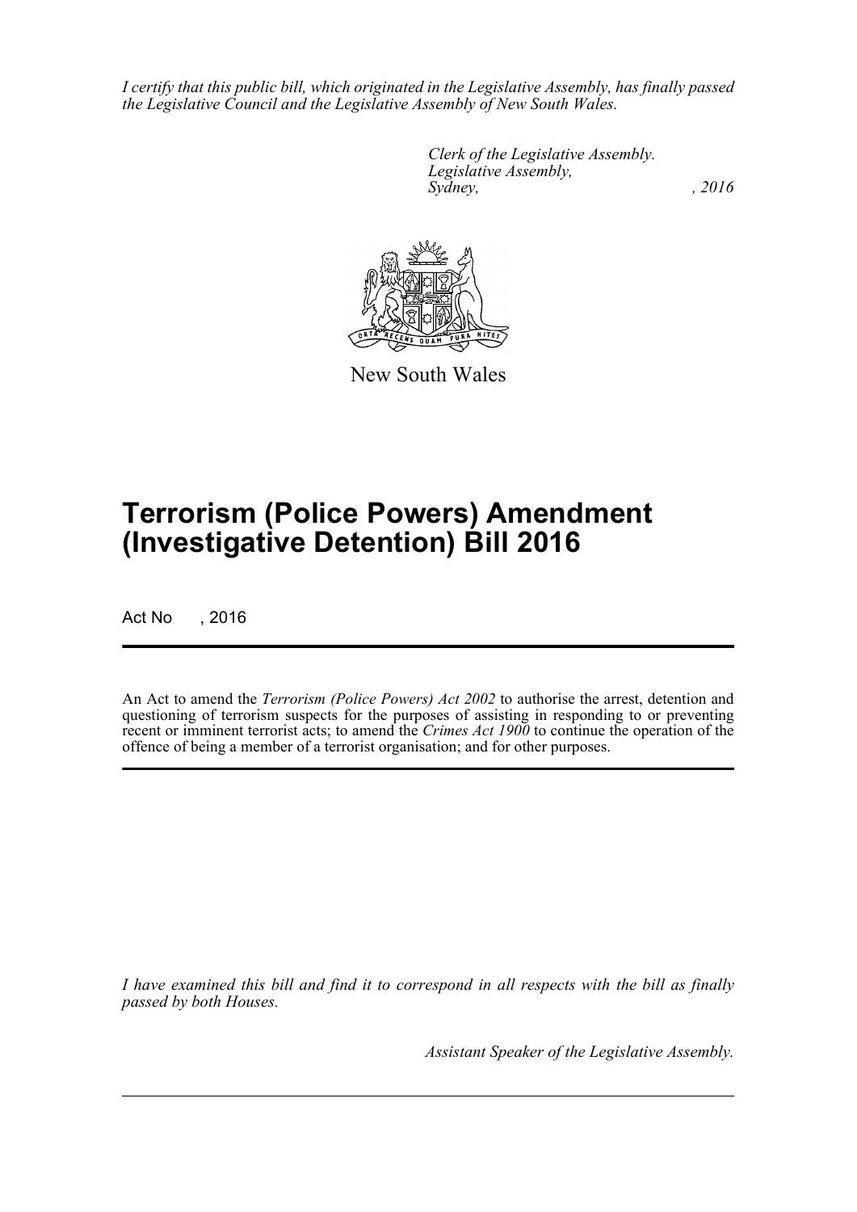*I certify that this public bill, which originated in the Legislative Assembly, has finally passed the Legislative Council and the Legislative Assembly of New South Wales.*

*Clerk of the Legislative Assembly.*
*Legislative Assembly,*
*Sydney, , 2016*

New South Wales

# Terrorism (Police Powers) Amendment (Investigative Detention) Bill 2016

Act No , 2016

An Act to amend the *Terrorism (Police Powers) Act 2002* to authorise the arrest, detention and questioning of terrorism suspects for the purposes of assisting in responding to or preventing recent or imminent terrorist acts; to amend the *Crimes Act 1900* to continue the operation of the offence of being a member of a terrorist organisation; and for other purposes.

*I have examined this bill and find it to correspond in all respects with the bill as finally passed by both Houses.*

*Assistant Speaker of the Legislative Assembly.*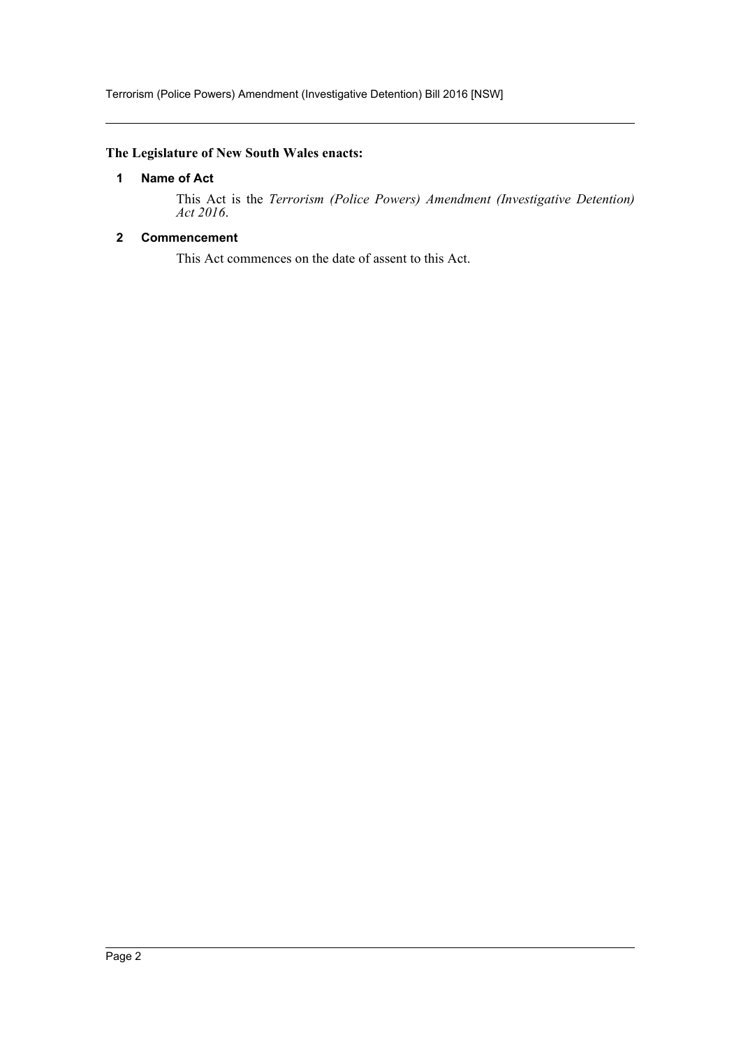**The Legislature of New South Wales enacts:**

## 1 Name of Act

This Act is the *Terrorism (Police Powers) Amendment (Investigative Detention) Act 2016*.

## 2 Commencement

This Act commences on the date of assent to this Act.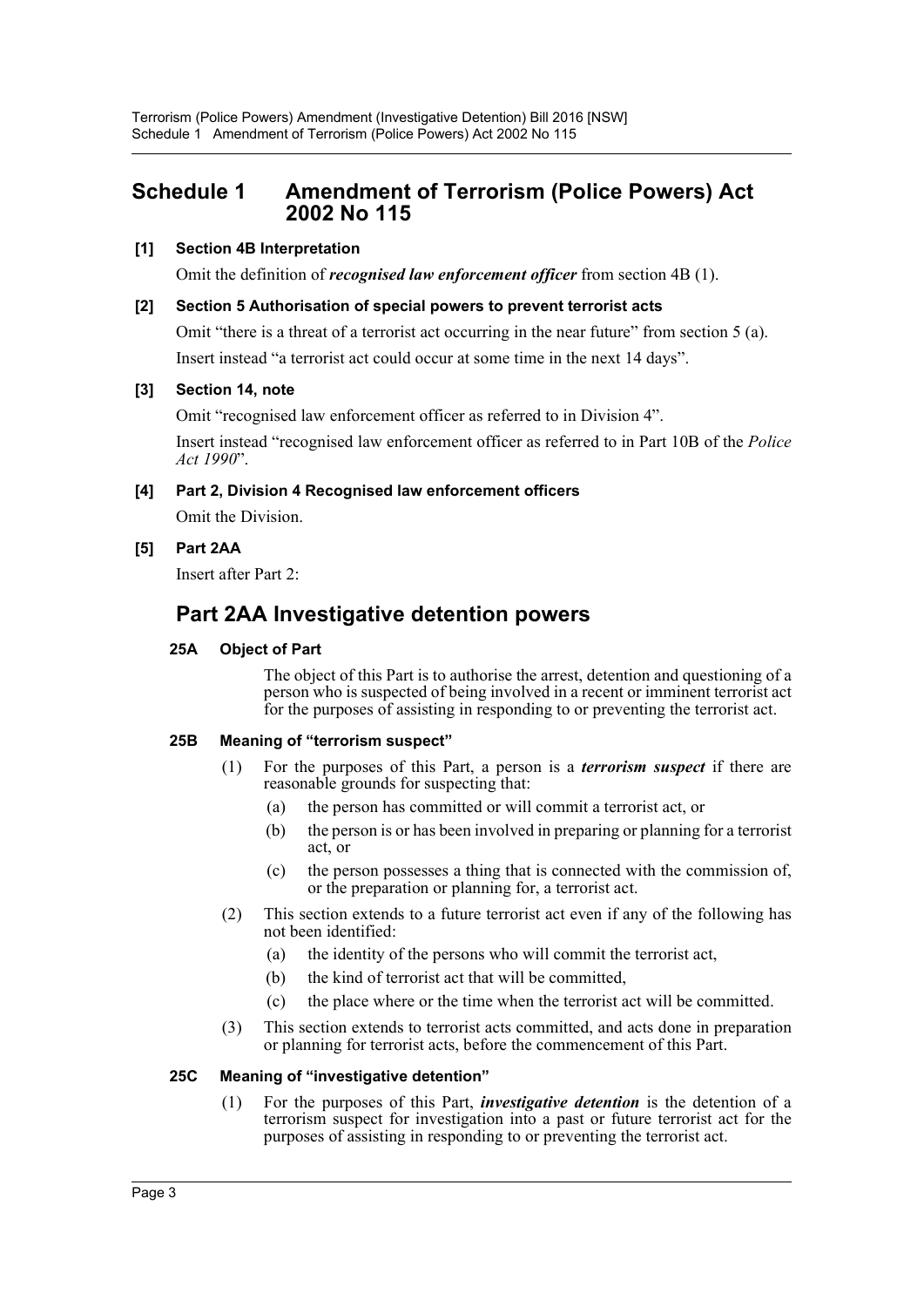# Schedule 1 Amendment of Terrorism (Police Powers) Act 2002 No 115

**[1] Section 4B Interpretation**

Omit the definition of ***recognised law enforcement officer*** from section 4B (1).

**[2] Section 5 Authorisation of special powers to prevent terrorist acts**

Omit "there is a threat of a terrorist act occurring in the near future" from section 5 (a).

Insert instead "a terrorist act could occur at some time in the next 14 days".

**[3] Section 14, note**

Omit "recognised law enforcement officer as referred to in Division 4".

Insert instead "recognised law enforcement officer as referred to in Part 10B of the *Police Act 1990*".

**[4] Part 2, Division 4 Recognised law enforcement officers**

Omit the Division.

**[5] Part 2AA**

Insert after Part 2:

## Part 2AA Investigative detention powers

### 25A Object of Part

The object of this Part is to authorise the arrest, detention and questioning of a person who is suspected of being involved in a recent or imminent terrorist act for the purposes of assisting in responding to or preventing the terrorist act.

### 25B Meaning of "terrorism suspect"

(1) For the purposes of this Part, a person is a ***terrorism suspect*** if there are reasonable grounds for suspecting that:

- (a) the person has committed or will commit a terrorist act, or
- (b) the person is or has been involved in preparing or planning for a terrorist act, or
- (c) the person possesses a thing that is connected with the commission of, or the preparation or planning for, a terrorist act.

(2) This section extends to a future terrorist act even if any of the following has not been identified:

- (a) the identity of the persons who will commit the terrorist act,
- (b) the kind of terrorist act that will be committed,
- (c) the place where or the time when the terrorist act will be committed.

(3) This section extends to terrorist acts committed, and acts done in preparation or planning for terrorist acts, before the commencement of this Part.

### 25C Meaning of "investigative detention"

(1) For the purposes of this Part, ***investigative detention*** is the detention of a terrorism suspect for investigation into a past or future terrorist act for the purposes of assisting in responding to or preventing the terrorist act.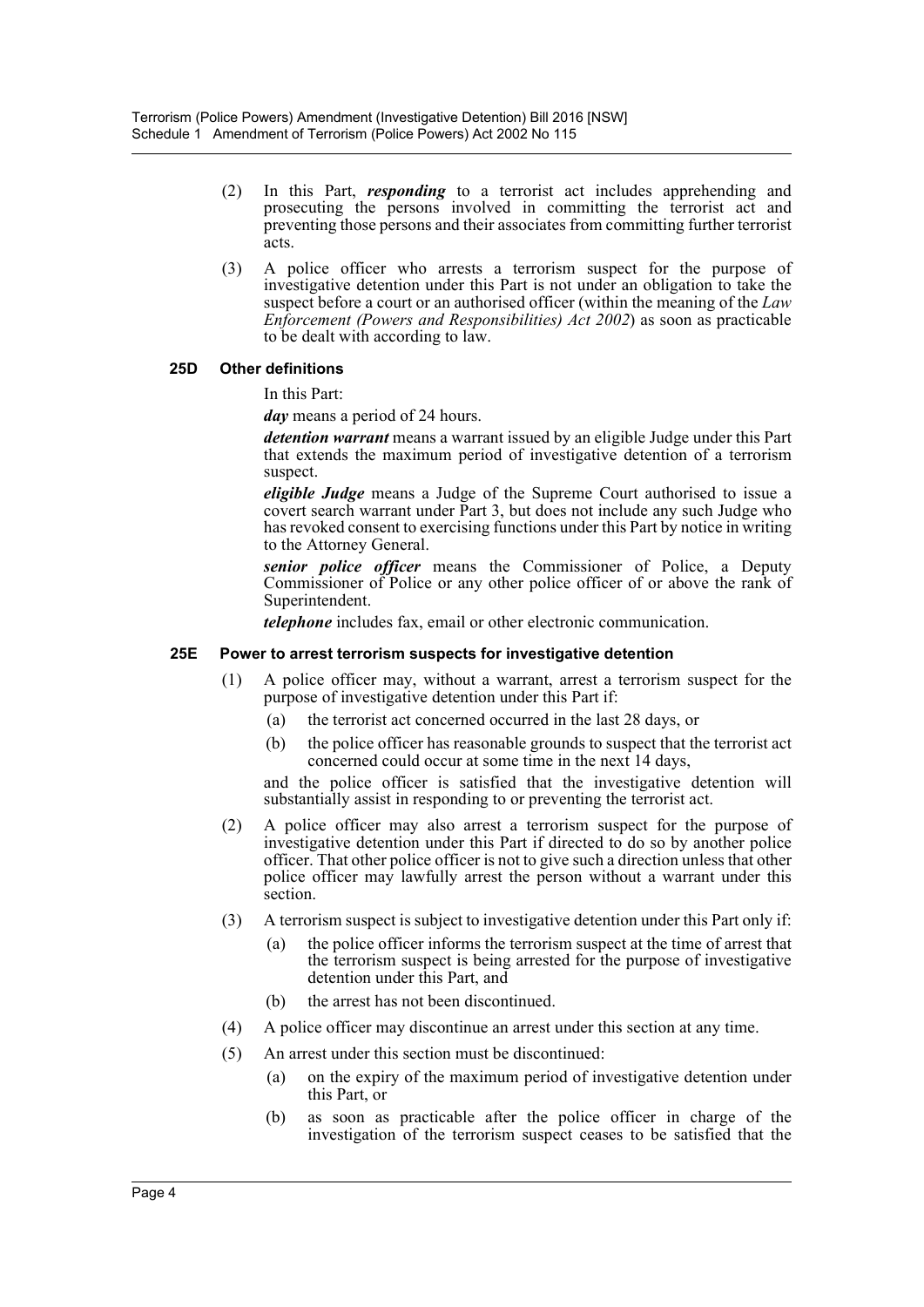(2) In this Part, ***responding*** to a terrorist act includes apprehending and prosecuting the persons involved in committing the terrorist act and preventing those persons and their associates from committing further terrorist acts.

(3) A police officer who arrests a terrorism suspect for the purpose of investigative detention under this Part is not under an obligation to take the suspect before a court or an authorised officer (within the meaning of the *Law Enforcement (Powers and Responsibilities) Act 2002*) as soon as practicable to be dealt with according to law.

#### 25D Other definitions

In this Part:

***day*** means a period of 24 hours.

***detention warrant*** means a warrant issued by an eligible Judge under this Part that extends the maximum period of investigative detention of a terrorism suspect.

***eligible Judge*** means a Judge of the Supreme Court authorised to issue a covert search warrant under Part 3, but does not include any such Judge who has revoked consent to exercising functions under this Part by notice in writing to the Attorney General.

***senior police officer*** means the Commissioner of Police, a Deputy Commissioner of Police or any other police officer of or above the rank of Superintendent.

***telephone*** includes fax, email or other electronic communication.

#### 25E Power to arrest terrorism suspects for investigative detention

(1) A police officer may, without a warrant, arrest a terrorism suspect for the purpose of investigative detention under this Part if:

- (a) the terrorist act concerned occurred in the last 28 days, or
- (b) the police officer has reasonable grounds to suspect that the terrorist act concerned could occur at some time in the next 14 days,

and the police officer is satisfied that the investigative detention will substantially assist in responding to or preventing the terrorist act.

(2) A police officer may also arrest a terrorism suspect for the purpose of investigative detention under this Part if directed to do so by another police officer. That other police officer is not to give such a direction unless that other police officer may lawfully arrest the person without a warrant under this section.

(3) A terrorism suspect is subject to investigative detention under this Part only if:

- (a) the police officer informs the terrorism suspect at the time of arrest that the terrorism suspect is being arrested for the purpose of investigative detention under this Part, and
- (b) the arrest has not been discontinued.

(4) A police officer may discontinue an arrest under this section at any time.

(5) An arrest under this section must be discontinued:

- (a) on the expiry of the maximum period of investigative detention under this Part, or
- (b) as soon as practicable after the police officer in charge of the investigation of the terrorism suspect ceases to be satisfied that the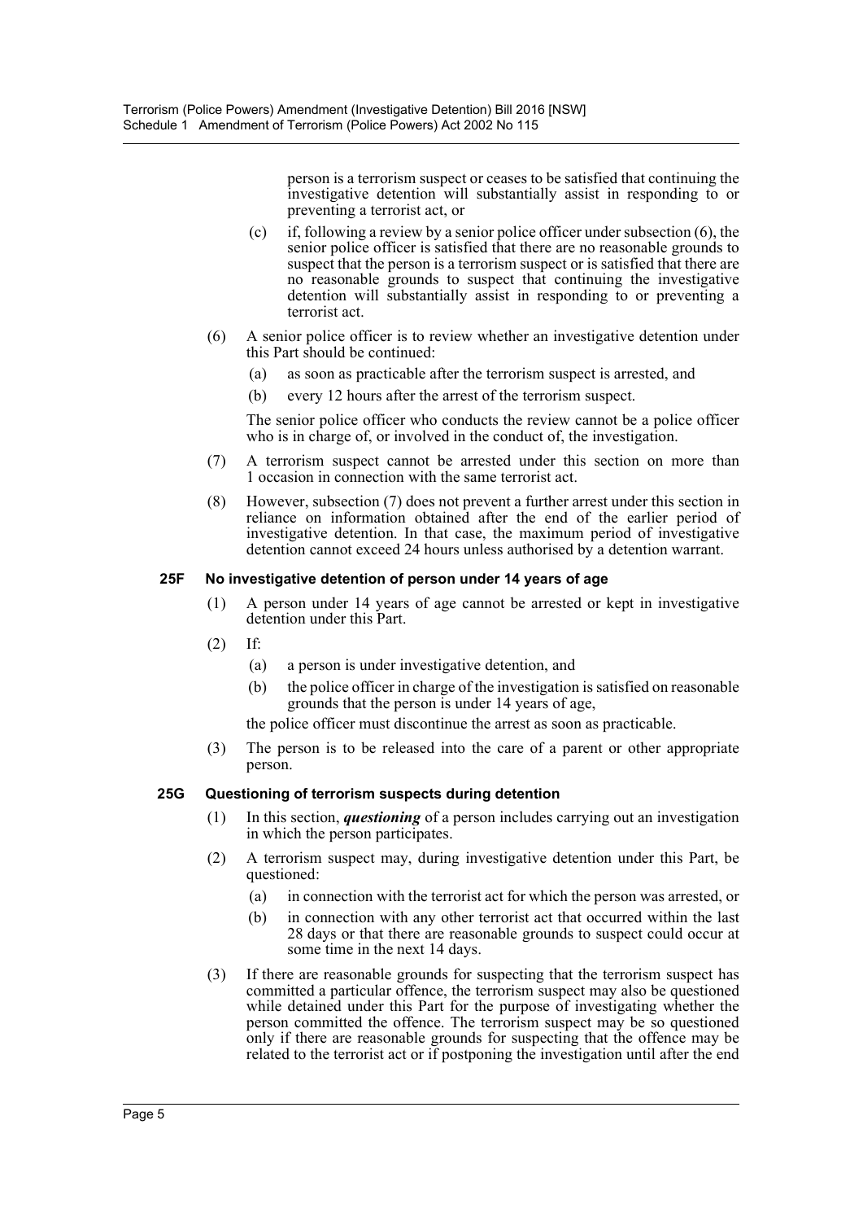person is a terrorism suspect or ceases to be satisfied that continuing the investigative detention will substantially assist in responding to or preventing a terrorist act, or

(c) if, following a review by a senior police officer under subsection (6), the senior police officer is satisfied that there are no reasonable grounds to suspect that the person is a terrorism suspect or is satisfied that there are no reasonable grounds to suspect that continuing the investigative detention will substantially assist in responding to or preventing a terrorist act.

(6) A senior police officer is to review whether an investigative detention under this Part should be continued:

(a) as soon as practicable after the terrorism suspect is arrested, and

(b) every 12 hours after the arrest of the terrorism suspect.

The senior police officer who conducts the review cannot be a police officer who is in charge of, or involved in the conduct of, the investigation.

(7) A terrorism suspect cannot be arrested under this section on more than 1 occasion in connection with the same terrorist act.

(8) However, subsection (7) does not prevent a further arrest under this section in reliance on information obtained after the end of the earlier period of investigative detention. In that case, the maximum period of investigative detention cannot exceed 24 hours unless authorised by a detention warrant.

### 25F No investigative detention of person under 14 years of age

(1) A person under 14 years of age cannot be arrested or kept in investigative detention under this Part.

(2) If:

(a) a person is under investigative detention, and

(b) the police officer in charge of the investigation is satisfied on reasonable grounds that the person is under 14 years of age,

the police officer must discontinue the arrest as soon as practicable.

(3) The person is to be released into the care of a parent or other appropriate person.

### 25G Questioning of terrorism suspects during detention

(1) In this section, ***questioning*** of a person includes carrying out an investigation in which the person participates.

(2) A terrorism suspect may, during investigative detention under this Part, be questioned:

(a) in connection with the terrorist act for which the person was arrested, or

(b) in connection with any other terrorist act that occurred within the last 28 days or that there are reasonable grounds to suspect could occur at some time in the next 14 days.

(3) If there are reasonable grounds for suspecting that the terrorism suspect has committed a particular offence, the terrorism suspect may also be questioned while detained under this Part for the purpose of investigating whether the person committed the offence. The terrorism suspect may be so questioned only if there are reasonable grounds for suspecting that the offence may be related to the terrorist act or if postponing the investigation until after the end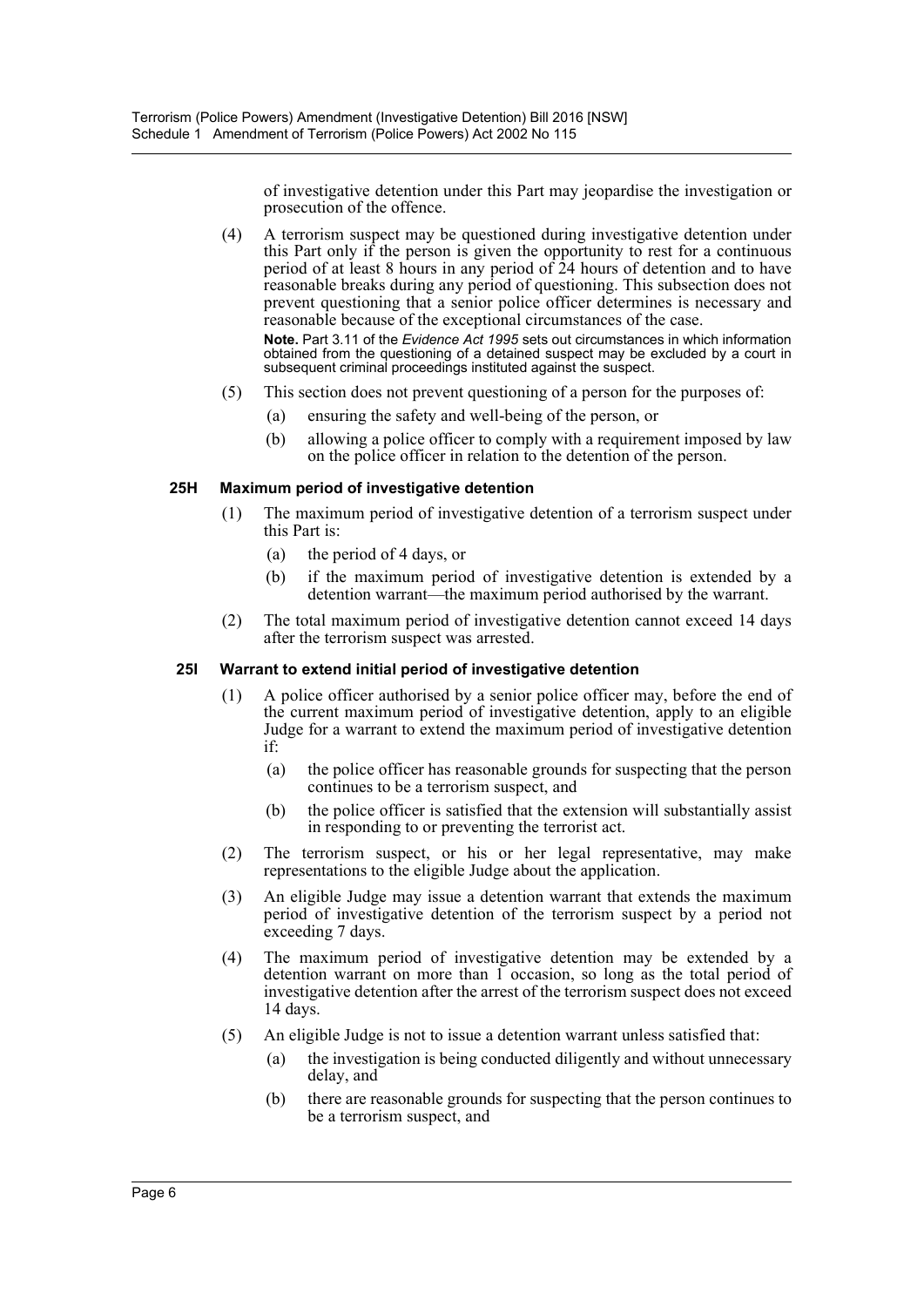of investigative detention under this Part may jeopardise the investigation or prosecution of the offence.

(4) A terrorism suspect may be questioned during investigative detention under this Part only if the person is given the opportunity to rest for a continuous period of at least 8 hours in any period of 24 hours of detention and to have reasonable breaks during any period of questioning. This subsection does not prevent questioning that a senior police officer determines is necessary and reasonable because of the exceptional circumstances of the case.

**Note.** Part 3.11 of the *Evidence Act 1995* sets out circumstances in which information obtained from the questioning of a detained suspect may be excluded by a court in subsequent criminal proceedings instituted against the suspect.

(5) This section does not prevent questioning of a person for the purposes of:

(a) ensuring the safety and well-being of the person, or

(b) allowing a police officer to comply with a requirement imposed by law on the police officer in relation to the detention of the person.

### 25H Maximum period of investigative detention

(1) The maximum period of investigative detention of a terrorism suspect under this Part is:

(a) the period of 4 days, or

(b) if the maximum period of investigative detention is extended by a detention warrant—the maximum period authorised by the warrant.

(2) The total maximum period of investigative detention cannot exceed 14 days after the terrorism suspect was arrested.

### 25I Warrant to extend initial period of investigative detention

(1) A police officer authorised by a senior police officer may, before the end of the current maximum period of investigative detention, apply to an eligible Judge for a warrant to extend the maximum period of investigative detention if:

(a) the police officer has reasonable grounds for suspecting that the person continues to be a terrorism suspect, and

(b) the police officer is satisfied that the extension will substantially assist in responding to or preventing the terrorist act.

(2) The terrorism suspect, or his or her legal representative, may make representations to the eligible Judge about the application.

(3) An eligible Judge may issue a detention warrant that extends the maximum period of investigative detention of the terrorism suspect by a period not exceeding 7 days.

(4) The maximum period of investigative detention may be extended by a detention warrant on more than 1 occasion, so long as the total period of investigative detention after the arrest of the terrorism suspect does not exceed 14 days.

(5) An eligible Judge is not to issue a detention warrant unless satisfied that:

(a) the investigation is being conducted diligently and without unnecessary delay, and

(b) there are reasonable grounds for suspecting that the person continues to be a terrorism suspect, and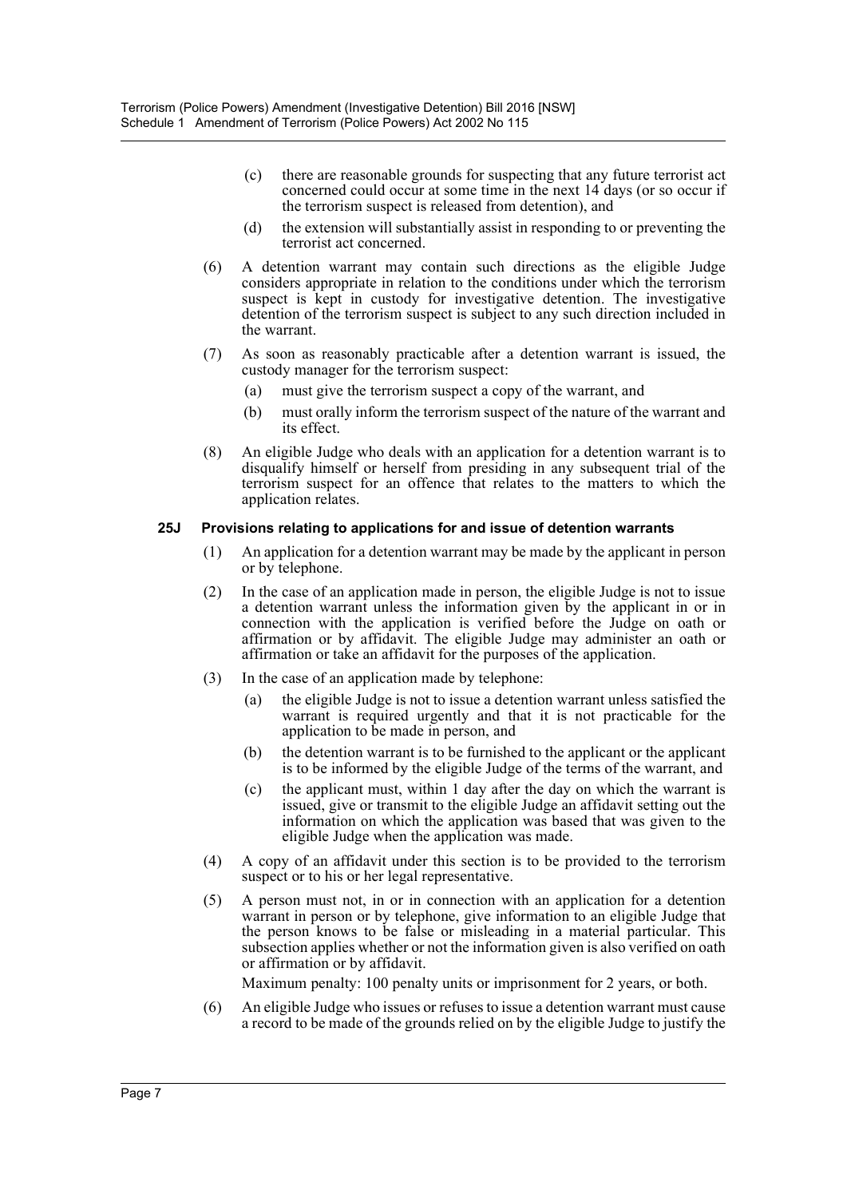(c) there are reasonable grounds for suspecting that any future terrorist act concerned could occur at some time in the next 14 days (or so occur if the terrorism suspect is released from detention), and

(d) the extension will substantially assist in responding to or preventing the terrorist act concerned.

(6) A detention warrant may contain such directions as the eligible Judge considers appropriate in relation to the conditions under which the terrorism suspect is kept in custody for investigative detention. The investigative detention of the terrorism suspect is subject to any such direction included in the warrant.

(7) As soon as reasonably practicable after a detention warrant is issued, the custody manager for the terrorism suspect:

(a) must give the terrorism suspect a copy of the warrant, and

(b) must orally inform the terrorism suspect of the nature of the warrant and its effect.

(8) An eligible Judge who deals with an application for a detention warrant is to disqualify himself or herself from presiding in any subsequent trial of the terrorism suspect for an offence that relates to the matters to which the application relates.

#### 25J Provisions relating to applications for and issue of detention warrants

(1) An application for a detention warrant may be made by the applicant in person or by telephone.

(2) In the case of an application made in person, the eligible Judge is not to issue a detention warrant unless the information given by the applicant in or in connection with the application is verified before the Judge on oath or affirmation or by affidavit. The eligible Judge may administer an oath or affirmation or take an affidavit for the purposes of the application.

(3) In the case of an application made by telephone:

(a) the eligible Judge is not to issue a detention warrant unless satisfied the warrant is required urgently and that it is not practicable for the application to be made in person, and

(b) the detention warrant is to be furnished to the applicant or the applicant is to be informed by the eligible Judge of the terms of the warrant, and

(c) the applicant must, within 1 day after the day on which the warrant is issued, give or transmit to the eligible Judge an affidavit setting out the information on which the application was based that was given to the eligible Judge when the application was made.

(4) A copy of an affidavit under this section is to be provided to the terrorism suspect or to his or her legal representative.

(5) A person must not, in or in connection with an application for a detention warrant in person or by telephone, give information to an eligible Judge that the person knows to be false or misleading in a material particular. This subsection applies whether or not the information given is also verified on oath or affirmation or by affidavit.

Maximum penalty: 100 penalty units or imprisonment for 2 years, or both.

(6) An eligible Judge who issues or refuses to issue a detention warrant must cause a record to be made of the grounds relied on by the eligible Judge to justify the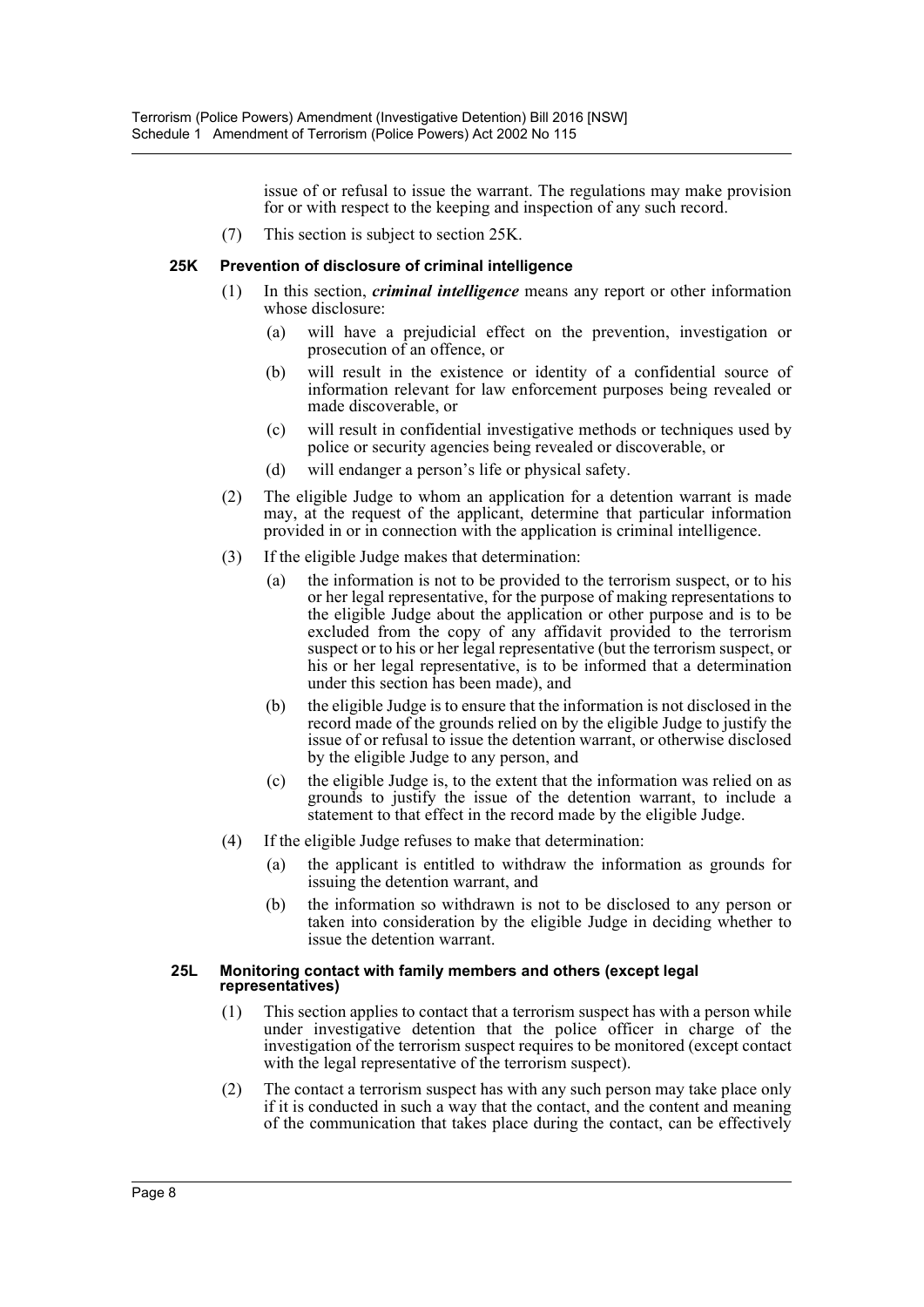issue of or refusal to issue the warrant. The regulations may make provision for or with respect to the keeping and inspection of any such record.

(7) This section is subject to section 25K.

### 25K Prevention of disclosure of criminal intelligence

(1) In this section, ***criminal intelligence*** means any report or other information whose disclosure:

(a) will have a prejudicial effect on the prevention, investigation or prosecution of an offence, or

(b) will result in the existence or identity of a confidential source of information relevant for law enforcement purposes being revealed or made discoverable, or

(c) will result in confidential investigative methods or techniques used by police or security agencies being revealed or discoverable, or

(d) will endanger a person's life or physical safety.

(2) The eligible Judge to whom an application for a detention warrant is made may, at the request of the applicant, determine that particular information provided in or in connection with the application is criminal intelligence.

(3) If the eligible Judge makes that determination:

(a) the information is not to be provided to the terrorism suspect, or to his or her legal representative, for the purpose of making representations to the eligible Judge about the application or other purpose and is to be excluded from the copy of any affidavit provided to the terrorism suspect or to his or her legal representative (but the terrorism suspect, or his or her legal representative, is to be informed that a determination under this section has been made), and

(b) the eligible Judge is to ensure that the information is not disclosed in the record made of the grounds relied on by the eligible Judge to justify the issue of or refusal to issue the detention warrant, or otherwise disclosed by the eligible Judge to any person, and

(c) the eligible Judge is, to the extent that the information was relied on as grounds to justify the issue of the detention warrant, to include a statement to that effect in the record made by the eligible Judge.

(4) If the eligible Judge refuses to make that determination:

(a) the applicant is entitled to withdraw the information as grounds for issuing the detention warrant, and

(b) the information so withdrawn is not to be disclosed to any person or taken into consideration by the eligible Judge in deciding whether to issue the detention warrant.

### 25L Monitoring contact with family members and others (except legal representatives)

(1) This section applies to contact that a terrorism suspect has with a person while under investigative detention that the police officer in charge of the investigation of the terrorism suspect requires to be monitored (except contact with the legal representative of the terrorism suspect).

(2) The contact a terrorism suspect has with any such person may take place only if it is conducted in such a way that the contact, and the content and meaning of the communication that takes place during the contact, can be effectively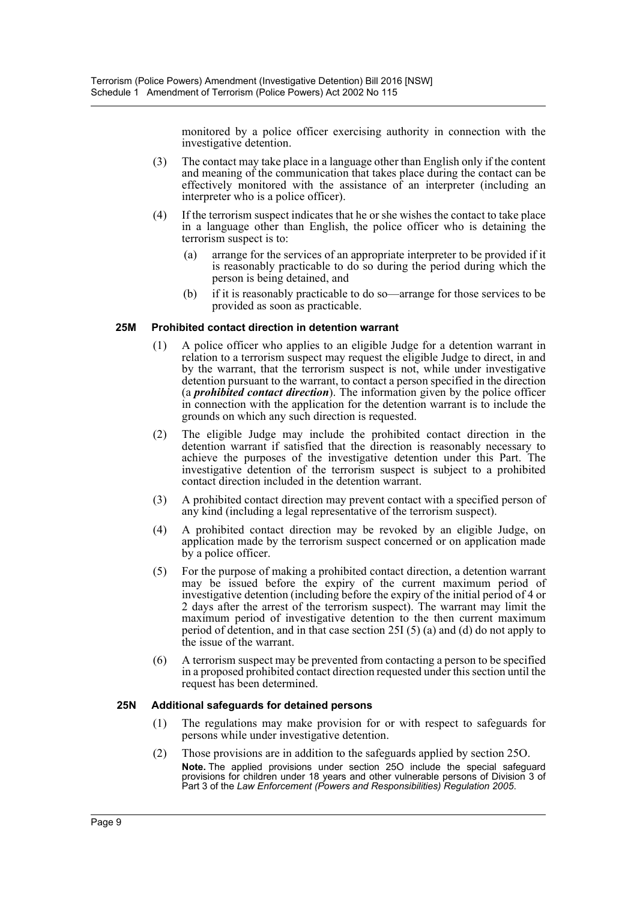monitored by a police officer exercising authority in connection with the investigative detention.

(3) The contact may take place in a language other than English only if the content and meaning of the communication that takes place during the contact can be effectively monitored with the assistance of an interpreter (including an interpreter who is a police officer).

(4) If the terrorism suspect indicates that he or she wishes the contact to take place in a language other than English, the police officer who is detaining the terrorism suspect is to:

(a) arrange for the services of an appropriate interpreter to be provided if it is reasonably practicable to do so during the period during which the person is being detained, and

(b) if it is reasonably practicable to do so—arrange for those services to be provided as soon as practicable.

### 25M Prohibited contact direction in detention warrant

(1) A police officer who applies to an eligible Judge for a detention warrant in relation to a terrorism suspect may request the eligible Judge to direct, in and by the warrant, that the terrorism suspect is not, while under investigative detention pursuant to the warrant, to contact a person specified in the direction (a ***prohibited contact direction***). The information given by the police officer in connection with the application for the detention warrant is to include the grounds on which any such direction is requested.

(2) The eligible Judge may include the prohibited contact direction in the detention warrant if satisfied that the direction is reasonably necessary to achieve the purposes of the investigative detention under this Part. The investigative detention of the terrorism suspect is subject to a prohibited contact direction included in the detention warrant.

(3) A prohibited contact direction may prevent contact with a specified person of any kind (including a legal representative of the terrorism suspect).

(4) A prohibited contact direction may be revoked by an eligible Judge, on application made by the terrorism suspect concerned or on application made by a police officer.

(5) For the purpose of making a prohibited contact direction, a detention warrant may be issued before the expiry of the current maximum period of investigative detention (including before the expiry of the initial period of 4 or 2 days after the arrest of the terrorism suspect). The warrant may limit the maximum period of investigative detention to the then current maximum period of detention, and in that case section 25I (5) (a) and (d) do not apply to the issue of the warrant.

(6) A terrorism suspect may be prevented from contacting a person to be specified in a proposed prohibited contact direction requested under this section until the request has been determined.

### 25N Additional safeguards for detained persons

(1) The regulations may make provision for or with respect to safeguards for persons while under investigative detention.

(2) Those provisions are in addition to the safeguards applied by section 25O.

**Note.** The applied provisions under section 25O include the special safeguard provisions for children under 18 years and other vulnerable persons of Division 3 of Part 3 of the *Law Enforcement (Powers and Responsibilities) Regulation 2005*.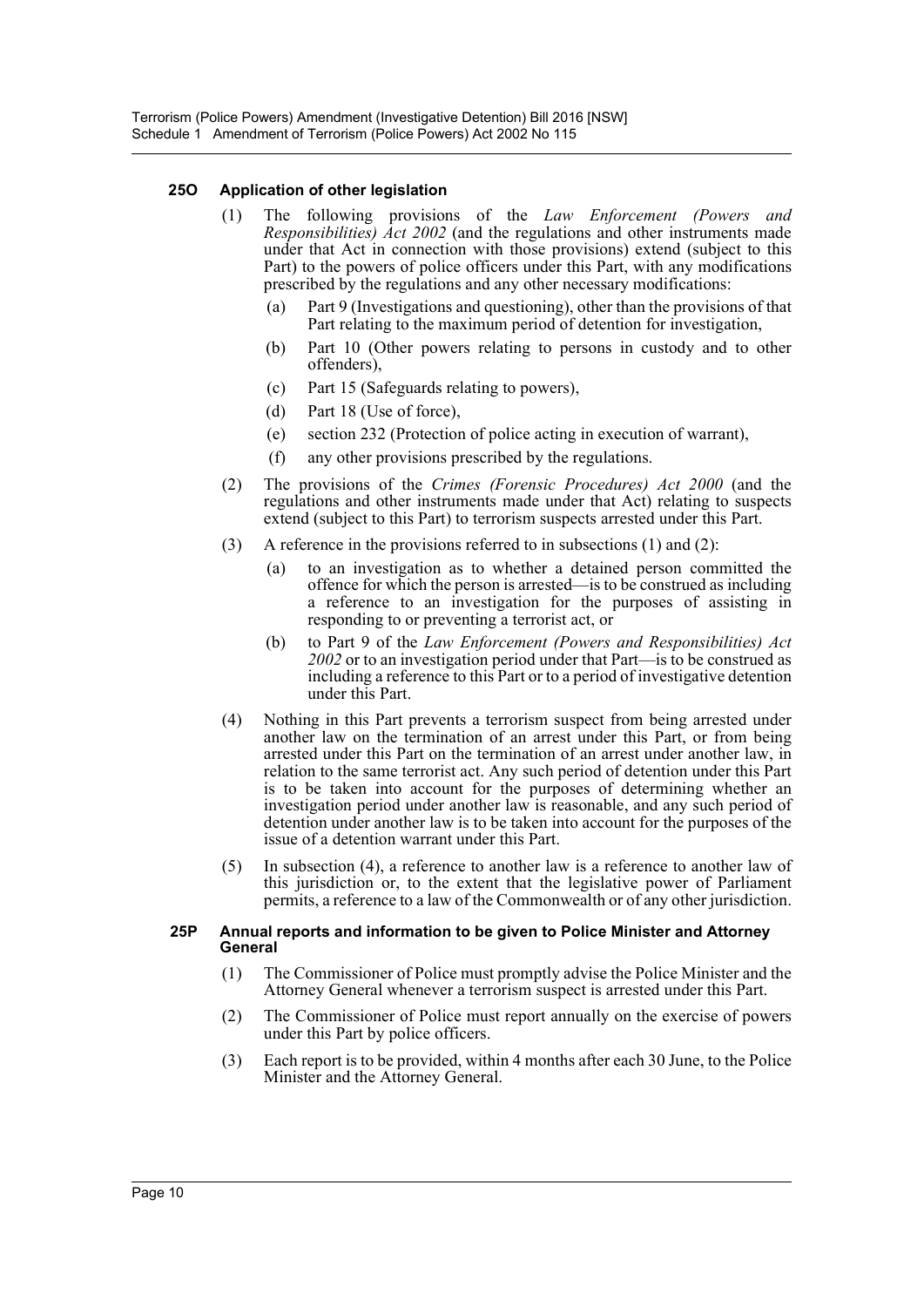### 25O Application of other legislation

(1) The following provisions of the *Law Enforcement (Powers and Responsibilities) Act 2002* (and the regulations and other instruments made under that Act in connection with those provisions) extend (subject to this Part) to the powers of police officers under this Part, with any modifications prescribed by the regulations and any other necessary modifications:

(a) Part 9 (Investigations and questioning), other than the provisions of that Part relating to the maximum period of detention for investigation,

(b) Part 10 (Other powers relating to persons in custody and to other offenders),

(c) Part 15 (Safeguards relating to powers),

(d) Part 18 (Use of force),

(e) section 232 (Protection of police acting in execution of warrant),

(f) any other provisions prescribed by the regulations.

(2) The provisions of the *Crimes (Forensic Procedures) Act 2000* (and the regulations and other instruments made under that Act) relating to suspects extend (subject to this Part) to terrorism suspects arrested under this Part.

(3) A reference in the provisions referred to in subsections (1) and (2):

(a) to an investigation as to whether a detained person committed the offence for which the person is arrested—is to be construed as including a reference to an investigation for the purposes of assisting in responding to or preventing a terrorist act, or

(b) to Part 9 of the *Law Enforcement (Powers and Responsibilities) Act 2002* or to an investigation period under that Part—is to be construed as including a reference to this Part or to a period of investigative detention under this Part.

(4) Nothing in this Part prevents a terrorism suspect from being arrested under another law on the termination of an arrest under this Part, or from being arrested under this Part on the termination of an arrest under another law, in relation to the same terrorist act. Any such period of detention under this Part is to be taken into account for the purposes of determining whether an investigation period under another law is reasonable, and any such period of detention under another law is to be taken into account for the purposes of the issue of a detention warrant under this Part.

(5) In subsection (4), a reference to another law is a reference to another law of this jurisdiction or, to the extent that the legislative power of Parliament permits, a reference to a law of the Commonwealth or of any other jurisdiction.

### 25P Annual reports and information to be given to Police Minister and Attorney General

(1) The Commissioner of Police must promptly advise the Police Minister and the Attorney General whenever a terrorism suspect is arrested under this Part.

(2) The Commissioner of Police must report annually on the exercise of powers under this Part by police officers.

(3) Each report is to be provided, within 4 months after each 30 June, to the Police Minister and the Attorney General.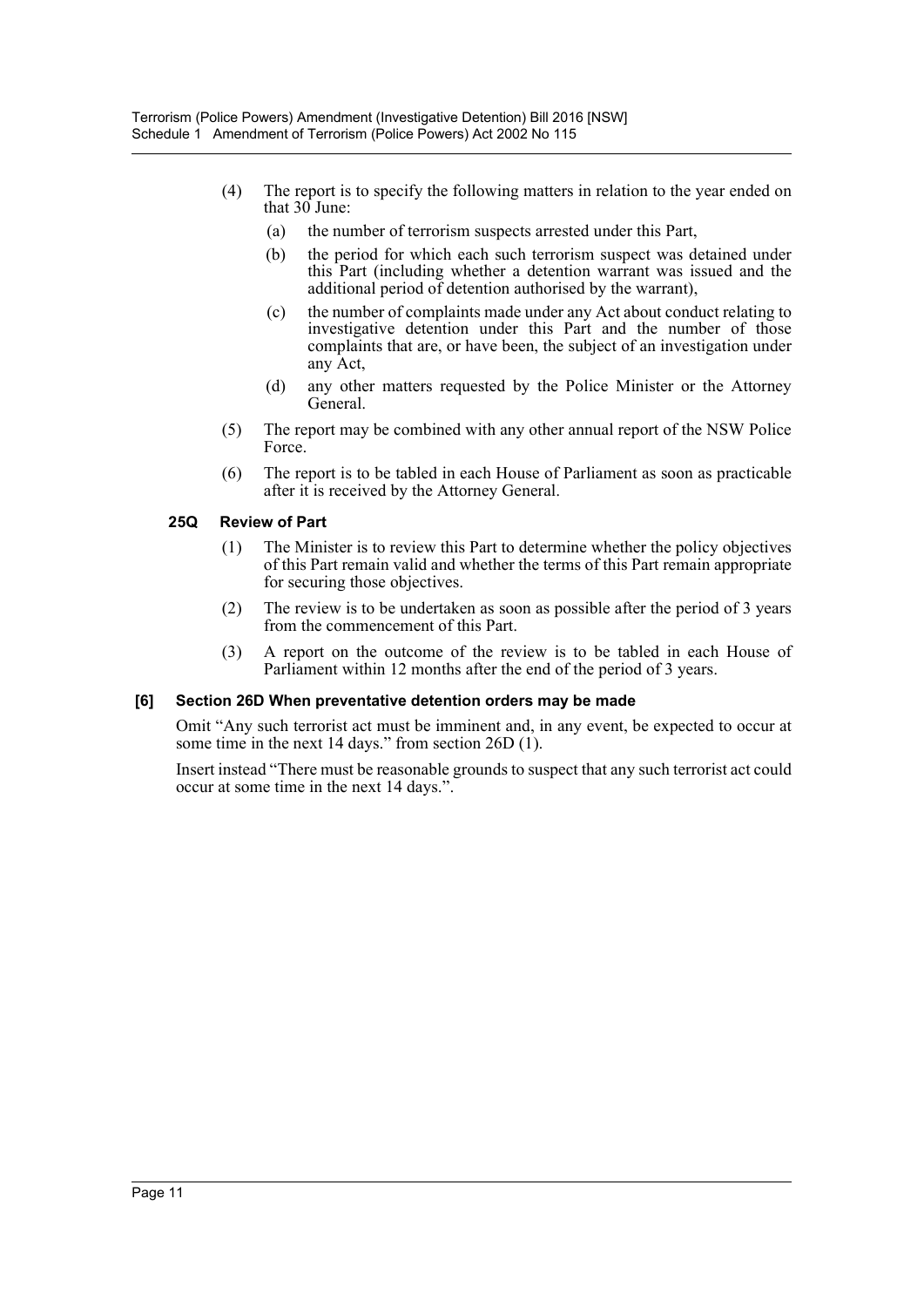(4) The report is to specify the following matters in relation to the year ended on that 30 June:

(a) the number of terrorism suspects arrested under this Part,

(b) the period for which each such terrorism suspect was detained under this Part (including whether a detention warrant was issued and the additional period of detention authorised by the warrant),

(c) the number of complaints made under any Act about conduct relating to investigative detention under this Part and the number of those complaints that are, or have been, the subject of an investigation under any Act,

(d) any other matters requested by the Police Minister or the Attorney General.

(5) The report may be combined with any other annual report of the NSW Police Force.

(6) The report is to be tabled in each House of Parliament as soon as practicable after it is received by the Attorney General.

**25Q Review of Part**

(1) The Minister is to review this Part to determine whether the policy objectives of this Part remain valid and whether the terms of this Part remain appropriate for securing those objectives.

(2) The review is to be undertaken as soon as possible after the period of 3 years from the commencement of this Part.

(3) A report on the outcome of the review is to be tabled in each House of Parliament within 12 months after the end of the period of 3 years.

**[6] Section 26D When preventative detention orders may be made**

Omit "Any such terrorist act must be imminent and, in any event, be expected to occur at some time in the next 14 days." from section 26D (1).

Insert instead "There must be reasonable grounds to suspect that any such terrorist act could occur at some time in the next 14 days.".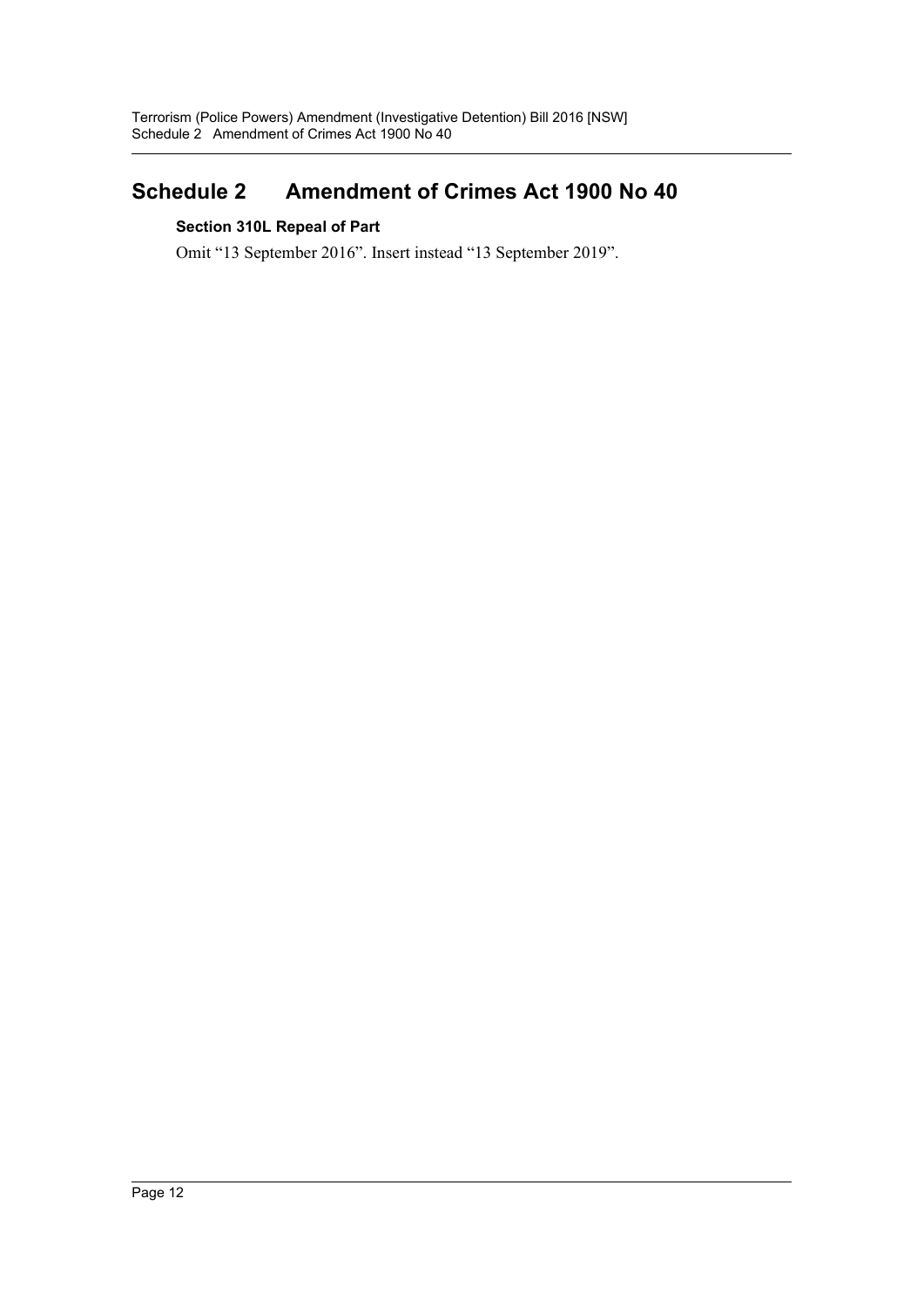# Schedule 2 Amendment of Crimes Act 1900 No 40

### Section 310L Repeal of Part

Omit "13 September 2016". Insert instead "13 September 2019".